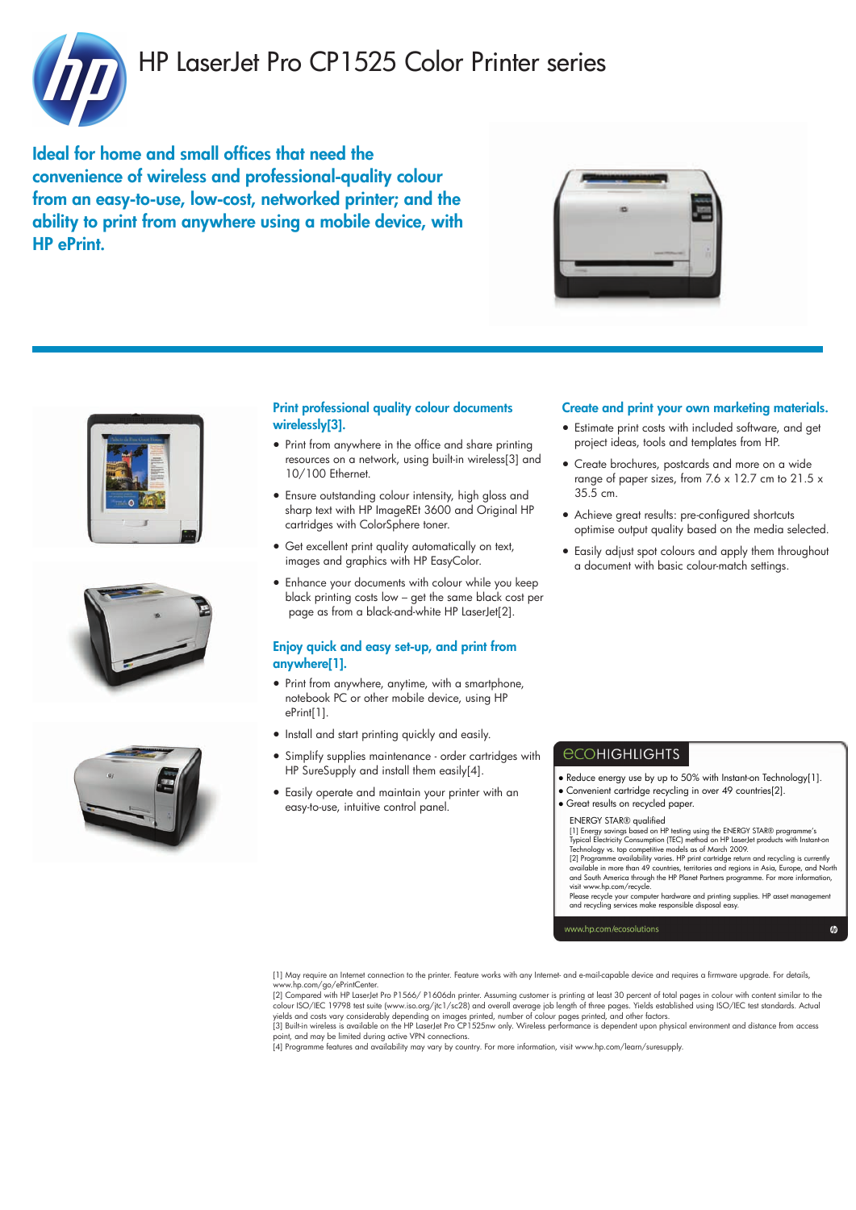# HP LaserJet Pro CP1525 Color Printer series

## Ideal for home and small offices that need the convenience of wireless and professional-quality colour from an easy-to-use, low-cost, networked printer; and the ability to print from anywhere using a mobile device, with HP ePrint.

### Print professional quality colour documents wirelessly[3].

- Print from anywhere in the office and share printing resources on a network, using built-in wireless[3] and 10/100 Ethernet.
- Ensure outstanding colour intensity, high gloss and sharp text with HP ImageREt 3600 and Original HP cartridges with ColorSphere toner.
- Get excellent print quality automatically on text, images and graphics with HP EasyColor.
- Enhance your documents with colour while you keep black printing costs low – get the same black cost per page as from a black-and-white HP LaserJet[2].

### Enjoy quick and easy set-up, and print from anywhere[1].

- Print from anywhere, anytime, with a smartphone, notebook PC or other mobile device, using HP ePrint[1].
- Install and start printing quickly and easily.
- Simplify supplies maintenance - order cartridges with HP SureSupply and install them easily[4].
- Easily operate and maintain your printer with an easy-to-use, intuitive control panel.

### Create and print your own marketing materials.

- Estimate print costs with included software, and get project ideas, tools and templates from HP.
- Create brochures, postcards and more on a wide range of paper sizes, from 7.6 x 12.7 cm to 21.5 x 35.5 cm.
- Achieve great results: pre-configured shortcuts optimise output quality based on the media selected.
- Easily adjust spot colours and apply them throughout a document with basic colour-match settings.

### ecoHIGHLIGHTS

- Reduce energy use by up to 50% with Instant-on Technology[1].
- Convenient cartridge recycling in over 49 countries[2].
- Great results on recycled paper.

ENERGY STAR® qualified

[1] Energy savings based on HP testing using the ENERGY STAR® programme's Typical Electricity Consumption (TEC) method on HP LaserJet products with Instant-on Technology vs. top competitive models as of March 2009.
[2] Programme availability varies. HP print cartridge return and recycling is currently available in more than 49 countries, territories and regions in Asia, Europe, and North and South America through the HP Planet Partners programme. For more information, visit www.hp.com/recycle.
Please recycle your computer hardware and printing supplies. HP asset management and recycling services make responsible disposal easy.

www.hp.com/ecosolutions

[1] May require an Internet connection to the printer. Feature works with any Internet- and e-mail-capable device and requires a firmware upgrade. For details, www.hp.com/go/ePrintCenter.
[2] Compared with HP LaserJet Pro P1566/ P1606dn printer. Assuming customer is printing at least 30 percent of total pages in colour with content similar to the colour ISO/IEC 19798 test suite (www.iso.org/jtc1/sc28) and overall average job length of three pages. Yields established using ISO/IEC test standards. Actual yields and costs vary considerably depending on images printed, number of colour pages printed, and other factors.
[3] Built-in wireless is available on the HP LaserJet Pro CP1525nw only. Wireless performance is dependent upon physical environment and distance from access point, and may be limited during active VPN connections.
[4] Programme features and availability may vary by country. For more information, visit www.hp.com/learn/suresupply.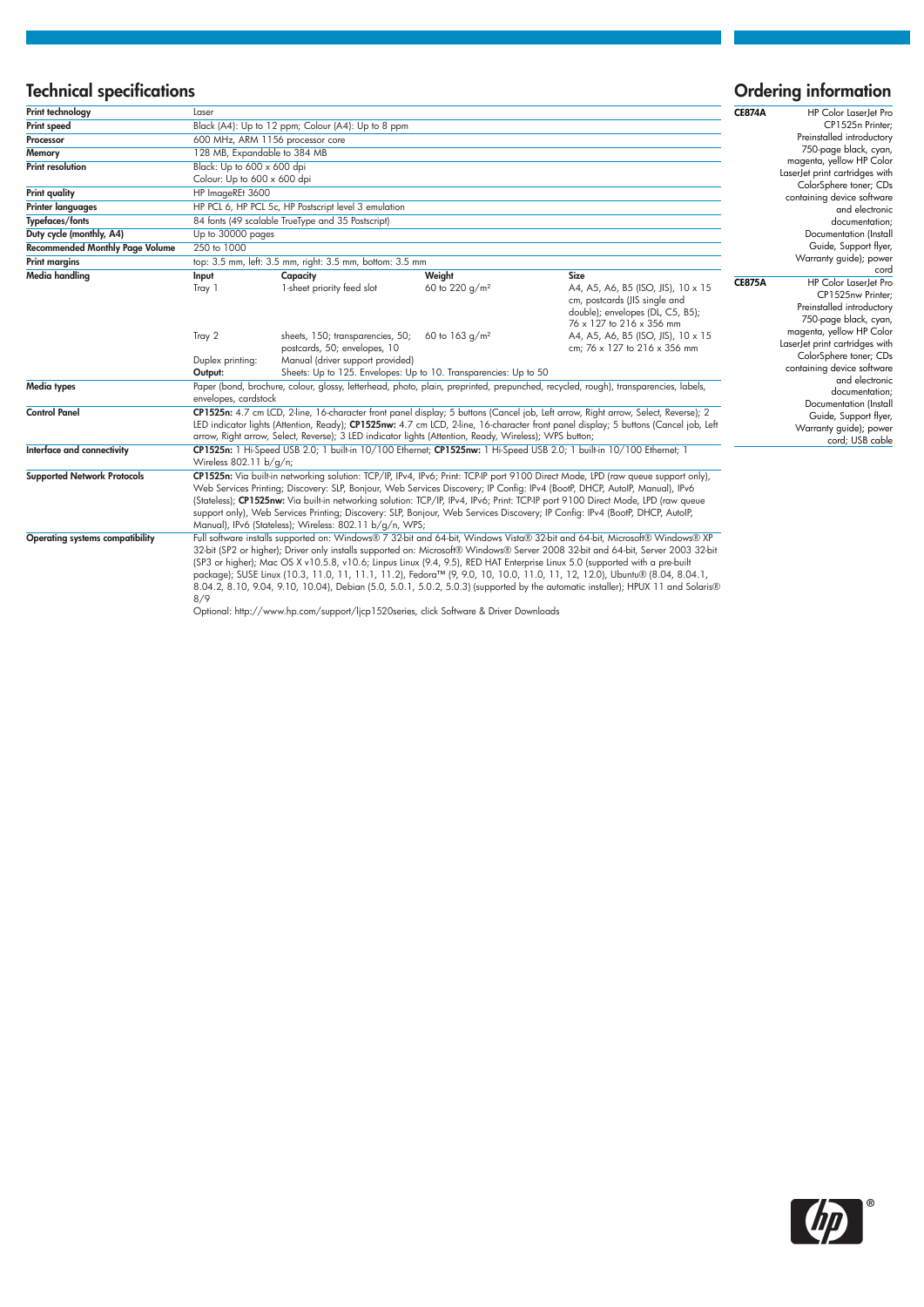## Technical specifications

| | |
|---|---|
| **Print technology** | Laser |
| **Print speed** | Black (A4): Up to 12 ppm; Colour (A4): Up to 8 ppm |
| **Processor** | 600 MHz, ARM 1156 processor core |
| **Memory** | 128 MB, Expandable to 384 MB |
| **Print resolution** | Black: Up to 600 x 600 dpi<br>Colour: Up to 600 x 600 dpi |
| **Print quality** | HP ImageREt 3600 |
| **Printer languages** | HP PCL 6, HP PCL 5c, HP Postscript level 3 emulation |
| **Typefaces/fonts** | 84 fonts (49 scalable TrueType and 35 Postscript) |
| **Duty cycle (monthly, A4)** | Up to 30000 pages |
| **Recommended Monthly Page Volume** | 250 to 1000 |
| **Print margins** | top: 3.5 mm, left: 3.5 mm, right: 3.5 mm, bottom: 3.5 mm |

**Media handling**

| Input | Capacity | Weight | Size |
|---|---|---|---|
| Tray 1 | 1-sheet priority feed slot | 60 to 220 g/m² | A4, A5, A6, B5 (ISO, JIS), 10 x 15 cm, postcards (JIS single and double); envelopes (DL, C5, B5); 76 x 127 to 216 x 356 mm |
| Tray 2 | sheets, 150; transparencies, 50; postcards, 50; envelopes, 10 | 60 to 163 g/m² | A4, A5, A6, B5 (ISO, JIS), 10 x 15 cm; 76 x 127 to 216 x 356 mm |
| Duplex printing: | Manual (driver support provided) | | |
| **Output:** | Sheets: Up to 125. Envelopes: Up to 10. Transparencies: Up to 50 | | |

| | |
|---|---|
| **Media types** | Paper (bond, brochure, colour, glossy, letterhead, photo, plain, preprinted, prepunched, recycled, rough), transparencies, labels, envelopes, cardstock |
| **Control Panel** | **CP1525n:** 4.7 cm LCD, 2-line, 16-character front panel display; 5 buttons (Cancel job, Left arrow, Right arrow, Select, Reverse); 2 LED indicator lights (Attention, Ready); **CP1525nw:** 4.7 cm LCD, 2-line, 16-character front panel display; 5 buttons (Cancel job, Left arrow, Right arrow, Select, Reverse); 3 LED indicator lights (Attention, Ready, Wireless); WPS button; |
| **Interface and connectivity** | **CP1525n:** 1 Hi-Speed USB 2.0; 1 built-in 10/100 Ethernet; **CP1525nw:** 1 Hi-Speed USB 2.0; 1 built-in 10/100 Ethernet; 1 Wireless 802.11 b/g/n; |
| **Supported Network Protocols** | **CP1525n:** Via built-in networking solution: TCP/IP, IPv4, IPv6; Print: TCP-IP port 9100 Direct Mode, LPD (raw queue support only), Web Services Printing; Discovery: SLP, Bonjour, Web Services Discovery; IP Config: IPv4 (BootP, DHCP, AutoIP, Manual), IPv6 (Stateless); **CP1525nw:** Via built-in networking solution: TCP/IP, IPv4, IPv6; Print: TCP-IP port 9100 Direct Mode, LPD (raw queue support only), Web Services Printing; Discovery: SLP, Bonjour, Web Services Discovery; IP Config: IPv4 (BootP, DHCP, AutoIP, Manual), IPv6 (Stateless); Wireless: 802.11 b/g/n, WPS; |
| **Operating systems compatibility** | Full software installs supported on: Windows® 7 32-bit and 64-bit, Windows Vista® 32-bit and 64-bit, Microsoft® Windows® XP 32-bit (SP2 or higher); Driver only installs supported on: Microsoft® Windows® Server 2008 32-bit and 64-bit, Server 2003 32-bit (SP3 or higher); Mac OS X v10.5.8, v10.6; Linpus Linux (9.4, 9.5), RED HAT Enterprise Linux 5.0 (supported with a pre-built package); SUSE Linux (10.3, 11.0, 11, 11.1, 11.2), Fedora™ (9, 9.0, 10, 10.0, 11.0, 11, 12, 12.0), Ubuntu® (8.04, 8.04.1, 8.04.2, 8.10, 9.04, 9.10, 10.04), Debian (5.0, 5.0.1, 5.0.2, 5.0.3) (supported by the automatic installer); HPUX 11 and Solaris® 8/9<br>Optional: http://www.hp.com/support/ljcp1520series, click Software & Driver Downloads |

## Ordering information

| | |
|---|---|
| **CE874A** | HP Color LaserJet Pro CP1525n Printer; Preinstalled introductory 750-page black, cyan, magenta, yellow HP Color LaserJet print cartridges with ColorSphere toner; CDs containing device software and electronic documentation; Documentation (Install Guide, Support flyer, Warranty guide); power cord |
| **CE875A** | HP Color LaserJet Pro CP1525nw Printer; Preinstalled introductory 750-page black, cyan, magenta, yellow HP Color LaserJet print cartridges with ColorSphere toner; CDs containing device software and electronic documentation; Documentation (Install Guide, Support flyer, Warranty guide); power cord; USB cable |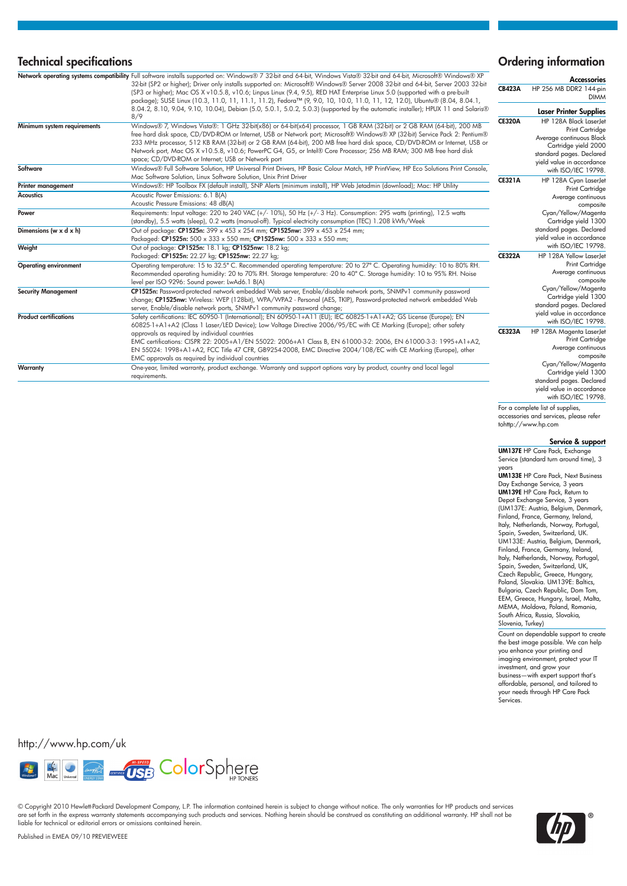## Technical specifications

| | |
|---|---|
| **Network operating systems compatibility** | Full software installs supported on: Windows® 7 32-bit and 64-bit, Windows Vista® 32-bit and 64-bit, Microsoft® Windows® XP 32-bit (SP2 or higher); Driver only installs supported on: Microsoft® Windows® Server 2008 32-bit and 64-bit, Server 2003 32-bit (SP3 or higher); Mac OS X v10.5.8, v10.6; Linpus Linux (9.4, 9.5), RED HAT Enterprise Linux 5.0 (supported with a pre-built package); SUSE Linux (10.3, 11.0, 11, 11.1, 11.2), Fedora™ (9, 9.0, 10, 10.0, 11.0, 11, 12, 12.0), Ubuntu® (8.04, 8.04.1, 8.04.2, 8.10, 9.04, 9.10, 10.04), Debian (5.0, 5.0.1, 5.0.2, 5.0.3) (supported by the automatic installer); HPUX 11 and Solaris® 8/9 |
| **Minimum system requirements** | Windows® 7, Windows Vista®: 1 GHz 32-bit(x86) or 64-bit(x64) processor, 1 GB RAM (32-bit) or 2 GB RAM (64-bit), 200 MB free hard disk space, CD/DVD-ROM or Internet, USB or Network port; Microsoft® Windows® XP (32-bit) Service Pack 2: Pentium® 233 MHz processor, 512 KB RAM (32-bit) or 2 GB RAM (64-bit), 200 MB free hard disk space, CD/DVD-ROM or Internet, USB or Network port, Mac OS X v10.5.8, v10.6; PowerPC G4, G5, or Intel® Core Processor; 256 MB RAM; 300 MB free hard disk space; CD/DVD-ROM or Internet; USB or Network port |
| **Software** | Windows® Full Software Solution, HP Universal Print Drivers, HP Basic Colour Match, HP PrintView, HP Eco Solutions Print Console, Mac Software Solution, Linux Software Solution, Unix Print Driver |
| **Printer management** | Windows®: HP Toolbox FX (default install), SNP Alerts (minimum install), HP Web Jetadmin (download); Mac: HP Utility |
| **Acoustics** | Acoustic Power Emissions: 6.1 B(A)<br>Acoustic Pressure Emissions: 48 dB(A) |
| **Power** | Requirements: Input voltage: 220 to 240 VAC (+/- 10%), 50 Hz (+/- 3 Hz). Consumption: 295 watts (printing), 12.5 watts (standby), 5.5 watts (sleep), 0.2 watts (manual-off). Typical electricity consumption (TEC) 1.208 kWh/Week |
| **Dimensions (w x d x h)** | Out of package: **CP1525n:** 399 x 453 x 254 mm; **CP1525nw:** 399 x 453 x 254 mm;<br>Packaged: **CP1525n:** 500 x 333 x 550 mm; **CP1525nw:** 500 x 333 x 550 mm; |
| **Weight** | Out of package: **CP1525n:** 18.1 kg; **CP1525nw:** 18.2 kg;<br>Packaged: **CP1525n:** 22.27 kg; **CP1525nw:** 22.27 kg; |
| **Operating environment** | Operating temperature: 15 to 32.5° C. Recommended operating temperature: 20 to 27° C. Operating humidity: 10 to 80% RH. Recommended operating humidity: 20 to 70% RH. Storage temperature: -20 to 40° C. Storage humidity: 10 to 95% RH. Noise level per ISO 9296: Sound power: LwAd6.1 B(A) |
| **Security Management** | **CP1525n:** Password-protected network embedded Web server, Enable/disable network ports, SNMPv1 community password change; **CP1525nw:** Wireless: WEP (128bit), WPA/WPA2 - Personal (AES, TKIP), Password-protected network embedded Web server, Enable/disable network ports, SNMPv1 community password change; |
| **Product certifications** | Safety certifications: IEC 60950-1 (International); EN 60950-1+A11 (EU); IEC 60825-1+A1+A2; GS License (Europe); EN 60825-1+A1+A2 (Class 1 Laser/LED Device); Low Voltage Directive 2006/95/EC with CE Marking (Europe); other safety approvals as required by individual countries<br>EMC certifications: CISPR 22: 2005+A1/EN 55022: 2006+A1 Class B, EN 61000-3-2: 2006, EN 61000-3-3: 1995+A1+A2, EN 55024: 1998+A1+A2, FCC Title 47 CFR, GB9254-2008, EMC Directive 2004/108/EC with CE Marking (Europe), other EMC approvals as required by individual countries |
| **Warranty** | One-year, limited warranty, product exchange. Warranty and support options vary by product, country and local legal requirements. |

## Ordering information

### Accessories

| | |
|---|---|
| **CB423A** | HP 256 MB DDR2 144-pin DIMM |

### Laser Printer Supplies

| | |
|---|---|
| **CE320A** | HP 128A Black LaserJet Print Cartridge Average continuous Black Cartridge yield 2000 standard pages. Declared yield value in accordance with ISO/IEC 19798. |
| **CE321A** | HP 128A Cyan LaserJet Print Cartridge Average continuous composite Cyan/Yellow/Magenta Cartridge yield 1300 standard pages. Declared yield value in accordance with ISO/IEC 19798. |
| **CE322A** | HP 128A Yellow LaserJet Print Cartridge Average continuous composite Cyan/Yellow/Magenta Cartridge yield 1300 standard pages. Declared yield value in accordance with ISO/IEC 19798. |
| **CE323A** | HP 128A Magenta LaserJet Print Cartridge Average continuous composite Cyan/Yellow/Magenta Cartridge yield 1300 standard pages. Declared yield value in accordance with ISO/IEC 19798. |

For a complete list of supplies, accessories and services, please refer tohttp://www.hp.com

### Service & support

**UM137E** HP Care Pack, Exchange Service (standard turn around time), 3 years
**UM133E** HP Care Pack, Next Business Day Exchange Service, 3 years
**UM139E** HP Care Pack, Return to Depot Exchange Service, 3 years
(UM137E: Austria, Belgium, Denmark, Finland, France, Germany, Ireland, Italy, Netherlands, Norway, Portugal, Spain, Sweden, Switzerland, UK. UM133E: Austria, Belgium, Denmark, Finland, France, Germany, Ireland, Italy, Netherlands, Norway, Portugal, Spain, Sweden, Switzerland, UK, Czech Republic, Greece, Hungary, Poland, Slovakia. UM139E: Baltics, Bulgaria, Czech Republic, Dom Tom, EEM, Greece, Hungary, Israel, Malta, MEMA, Moldova, Poland, Romania, South Africa, Russia, Slovakia, Slovenia, Turkey)

Count on dependable support to create the best image possible. We can help you enhance your printing and imaging environment, protect your IT investment, and grow your business—with expert support that's affordable, personal, and tailored to your needs through HP Care Pack Services.

http://www.hp.com/uk

ColorSphere HP TONERS

© Copyright 2010 Hewlett-Packard Development Company, L.P. The information contained herein is subject to change without notice. The only warranties for HP products and services are set forth in the express warranty statements accompanying such products and services. Nothing herein should be construed as constituting an additional warranty. HP shall not be liable for technical or editorial errors or omissions contained herein.

Published in EMEA 09/10 PREVIEWEEE